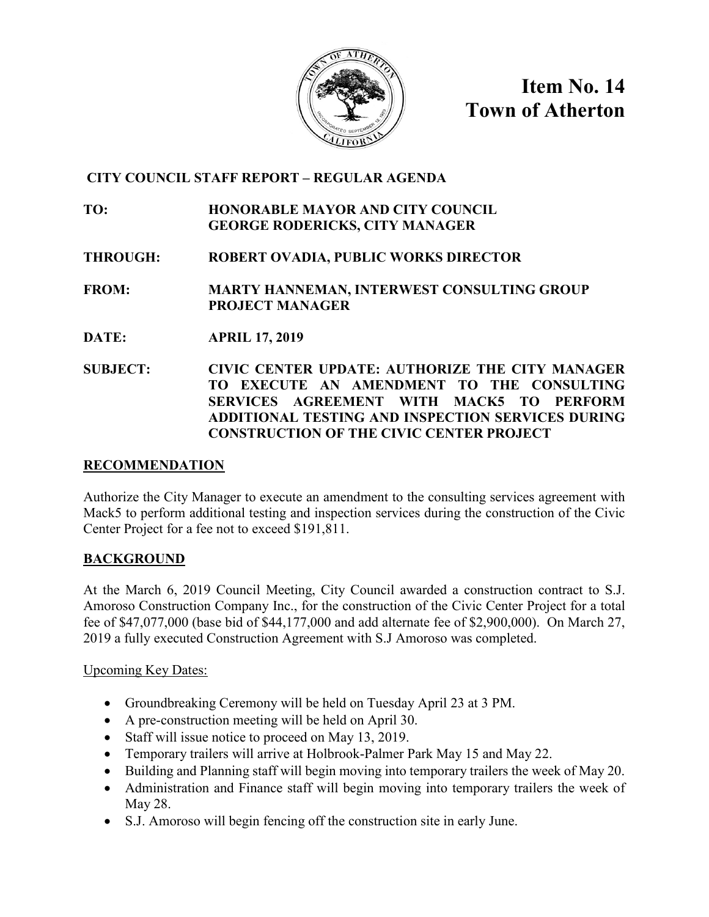# Item No. 14
# Town of Atherton

**CITY COUNCIL STAFF REPORT – REGULAR AGENDA**

**TO:** HONORABLE MAYOR AND CITY COUNCIL
GEORGE RODERICKS, CITY MANAGER

**THROUGH:** ROBERT OVADIA, PUBLIC WORKS DIRECTOR

**FROM:** MARTY HANNEMAN, INTERWEST CONSULTING GROUP PROJECT MANAGER

**DATE:** APRIL 17, 2019

**SUBJECT:** CIVIC CENTER UPDATE: AUTHORIZE THE CITY MANAGER TO EXECUTE AN AMENDMENT TO THE CONSULTING SERVICES AGREEMENT WITH MACK5 TO PERFORM ADDITIONAL TESTING AND INSPECTION SERVICES DURING CONSTRUCTION OF THE CIVIC CENTER PROJECT

## RECOMMENDATION

Authorize the City Manager to execute an amendment to the consulting services agreement with Mack5 to perform additional testing and inspection services during the construction of the Civic Center Project for a fee not to exceed $191,811.

## BACKGROUND

At the March 6, 2019 Council Meeting, City Council awarded a construction contract to S.J. Amoroso Construction Company Inc., for the construction of the Civic Center Project for a total fee of $47,077,000 (base bid of $44,177,000 and add alternate fee of $2,900,000). On March 27, 2019 a fully executed Construction Agreement with S.J Amoroso was completed.

Upcoming Key Dates:

- Groundbreaking Ceremony will be held on Tuesday April 23 at 3 PM.
- A pre-construction meeting will be held on April 30.
- Staff will issue notice to proceed on May 13, 2019.
- Temporary trailers will arrive at Holbrook-Palmer Park May 15 and May 22.
- Building and Planning staff will begin moving into temporary trailers the week of May 20.
- Administration and Finance staff will begin moving into temporary trailers the week of May 28.
- S.J. Amoroso will begin fencing off the construction site in early June.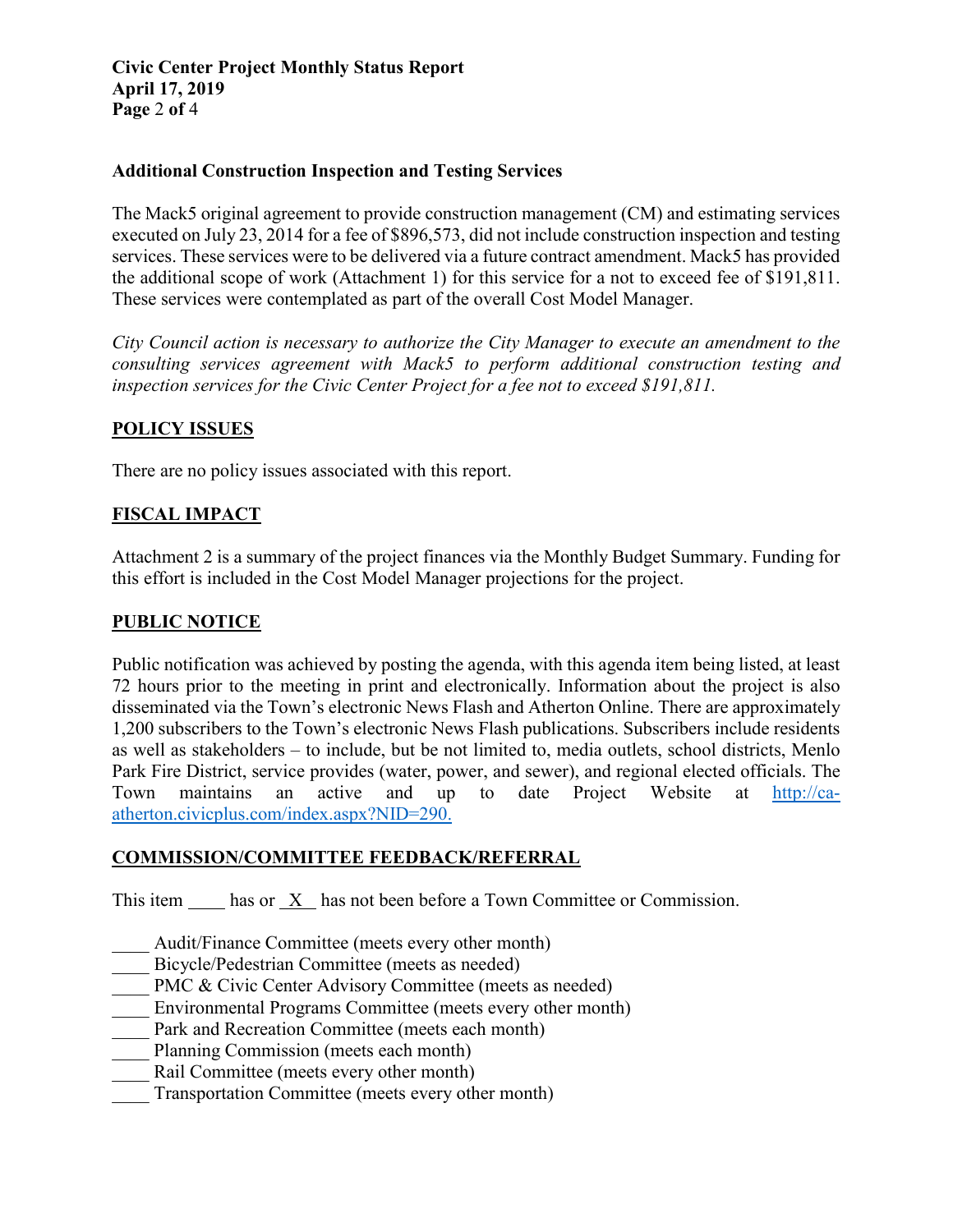### Additional Construction Inspection and Testing Services

The Mack5 original agreement to provide construction management (CM) and estimating services executed on July 23, 2014 for a fee of $896,573, did not include construction inspection and testing services. These services were to be delivered via a future contract amendment. Mack5 has provided the additional scope of work (Attachment 1) for this service for a not to exceed fee of $191,811. These services were contemplated as part of the overall Cost Model Manager.

*City Council action is necessary to authorize the City Manager to execute an amendment to the consulting services agreement with Mack5 to perform additional construction testing and inspection services for the Civic Center Project for a fee not to exceed $191,811.*

## POLICY ISSUES

There are no policy issues associated with this report.

## FISCAL IMPACT

Attachment 2 is a summary of the project finances via the Monthly Budget Summary. Funding for this effort is included in the Cost Model Manager projections for the project.

## PUBLIC NOTICE

Public notification was achieved by posting the agenda, with this agenda item being listed, at least 72 hours prior to the meeting in print and electronically. Information about the project is also disseminated via the Town's electronic News Flash and Atherton Online. There are approximately 1,200 subscribers to the Town's electronic News Flash publications. Subscribers include residents as well as stakeholders – to include, but be not limited to, media outlets, school districts, Menlo Park Fire District, service provides (water, power, and sewer), and regional elected officials. The Town maintains an active and up to date Project Website at http://ca-atherton.civicplus.com/index.aspx?NID=290.

## COMMISSION/COMMITTEE FEEDBACK/REFERRAL

This item ____ has or _X_ has not been before a Town Committee or Commission.

____ Audit/Finance Committee (meets every other month)
____ Bicycle/Pedestrian Committee (meets as needed)
____ PMC & Civic Center Advisory Committee (meets as needed)
____ Environmental Programs Committee (meets every other month)
____ Park and Recreation Committee (meets each month)
____ Planning Commission (meets each month)
____ Rail Committee (meets every other month)
____ Transportation Committee (meets every other month)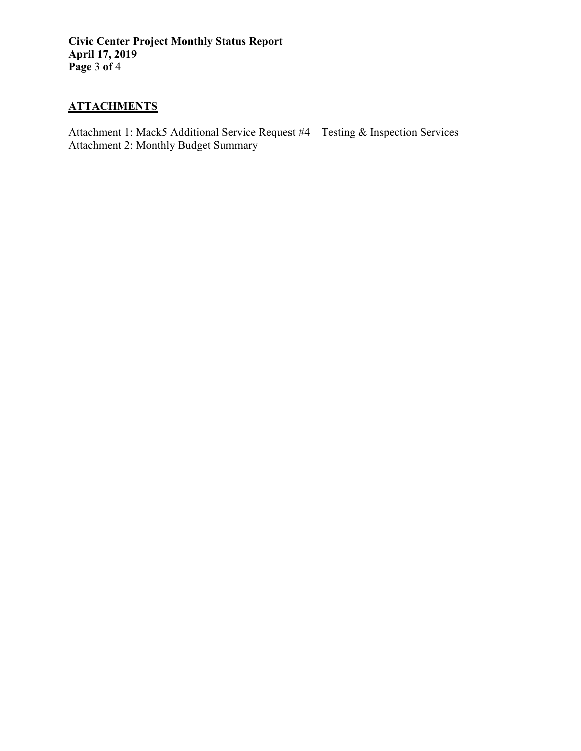## ATTACHMENTS

Attachment 1: Mack5 Additional Service Request #4 – Testing & Inspection Services
Attachment 2: Monthly Budget Summary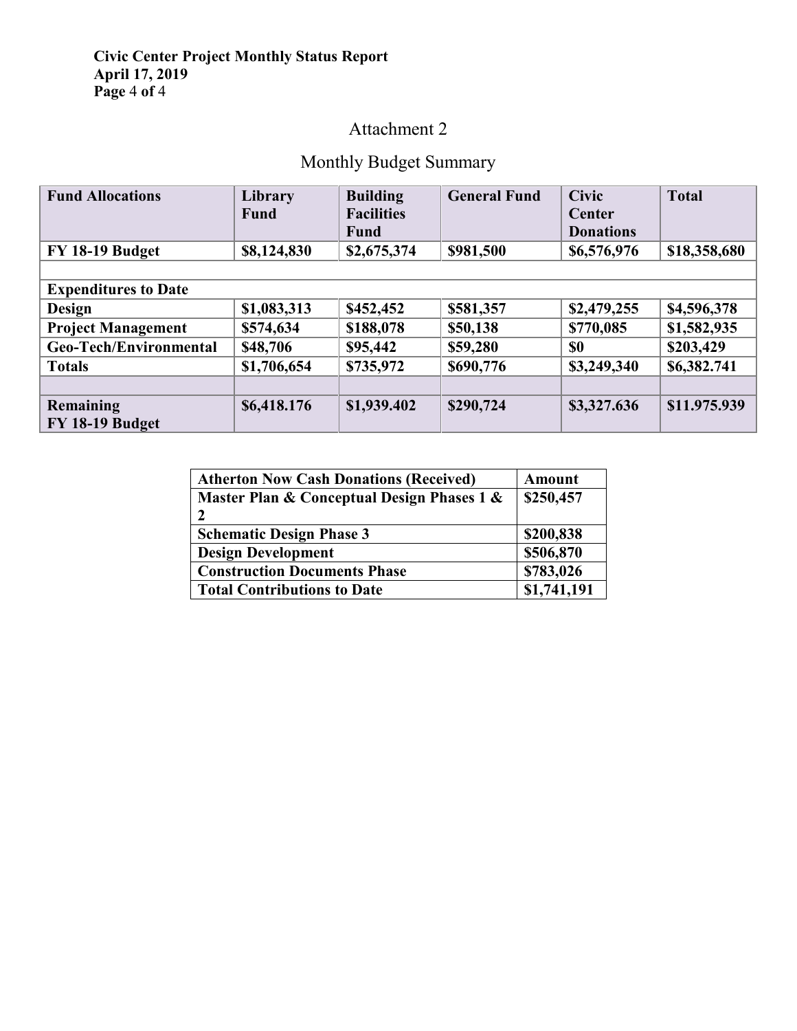## Attachment 2

## Monthly Budget Summary

| Fund Allocations | Library Fund | Building Facilities Fund | General Fund | Civic Center Donations | Total |
|---|---|---|---|---|---|
| **FY 18-19 Budget** | **$8,124,830** | **$2,675,374** | **$981,500** | **$6,576,976** | **$18,358,680** |
| | | | | | |
| **Expenditures to Date** | | | | | |
| **Design** | **$1,083,313** | **$452,452** | **$581,357** | **$2,479,255** | **$4,596,378** |
| **Project Management** | **$574,634** | **$188,078** | **$50,138** | **$770,085** | **$1,582,935** |
| **Geo-Tech/Environmental** | **$48,706** | **$95,442** | **$59,280** | **$0** | **$203,429** |
| **Totals** | **$1,706,654** | **$735,972** | **$690,776** | **$3,249,340** | **$6,382.741** |
| | | | | | |
| **Remaining FY 18-19 Budget** | **$6,418.176** | **$1,939.402** | **$290,724** | **$3,327.636** | **$11.975.939** |

| Atherton Now Cash Donations (Received) | Amount |
|---|---|
| **Master Plan & Conceptual Design Phases 1 & 2** | **$250,457** |
| **Schematic Design Phase 3** | **$200,838** |
| **Design Development** | **$506,870** |
| **Construction Documents Phase** | **$783,026** |
| **Total Contributions to Date** | **$1,741,191** |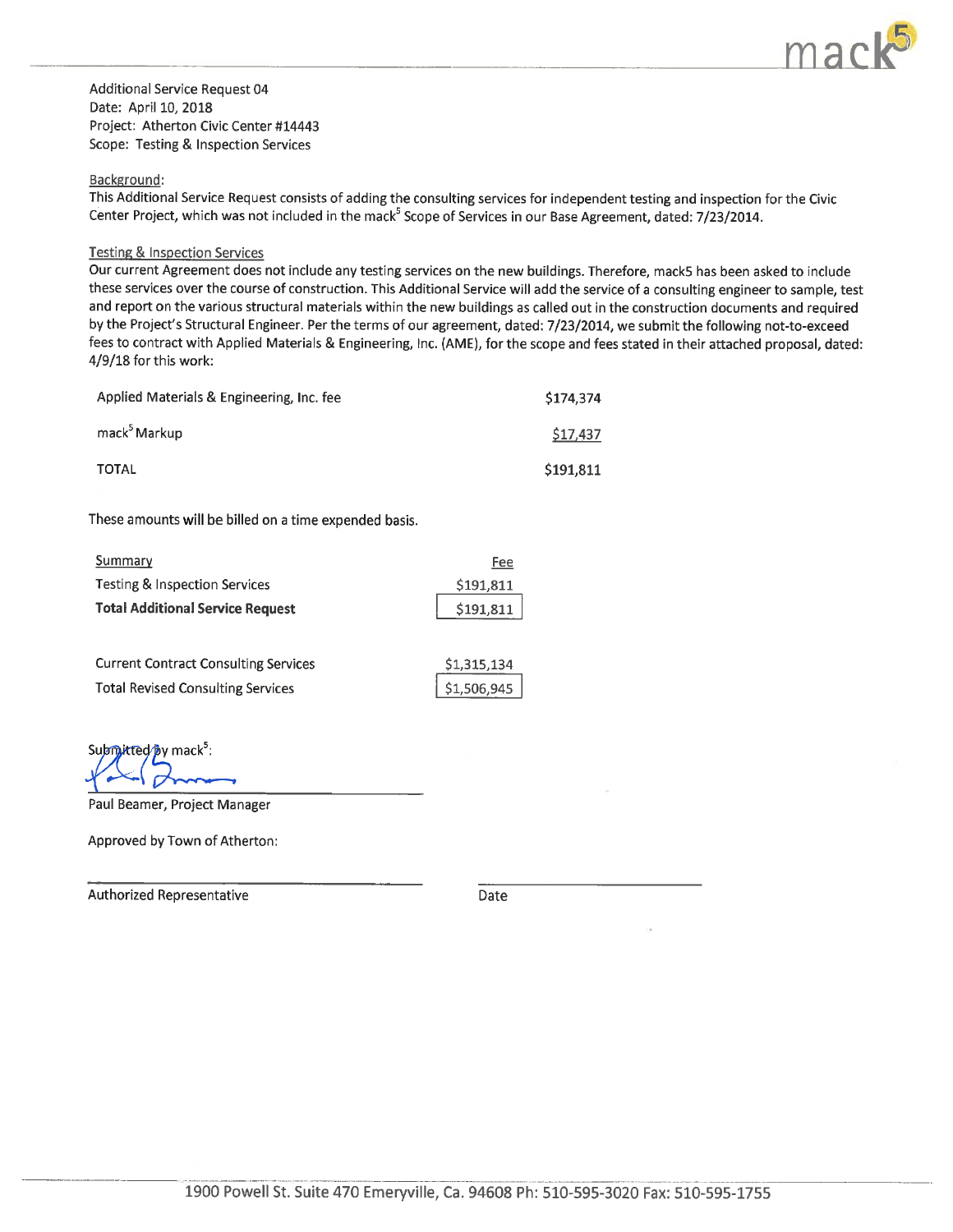Additional Service Request 04
Date: April 10, 2018
Project: Atherton Civic Center #14443
Scope: Testing & Inspection Services

Background:
This Additional Service Request consists of adding the consulting services for independent testing and inspection for the Civic Center Project, which was not included in the mack[5] Scope of Services in our Base Agreement, dated: 7/23/2014.

Testing & Inspection Services
Our current Agreement does not include any testing services on the new buildings. Therefore, mack5 has been asked to include these services over the course of construction. This Additional Service will add the service of a consulting engineer to sample, test and report on the various structural materials within the new buildings as called out in the construction documents and required by the Project's Structural Engineer. Per the terms of our agreement, dated: 7/23/2014, we submit the following not-to-exceed fees to contract with Applied Materials & Engineering, Inc. (AME), for the scope and fees stated in their attached proposal, dated: 4/9/18 for this work:

| | |
|---|---|
| Applied Materials & Engineering, Inc. fee | $174,374 |
| mack[5] Markup | $17,437 |
| TOTAL | $191,811 |

These amounts will be billed on a time expended basis.

| Summary | Fee |
|---|---|
| Testing & Inspection Services | $191,811 |
| **Total Additional Service Request** | $191,811 |
| | |
| Current Contract Consulting Services | $1,315,134 |
| Total Revised Consulting Services | $1,506,945 |

Submitted by mack[5]:

Paul Beamer, Project Manager

Approved by Town of Atherton:

Authorized Representative

Date